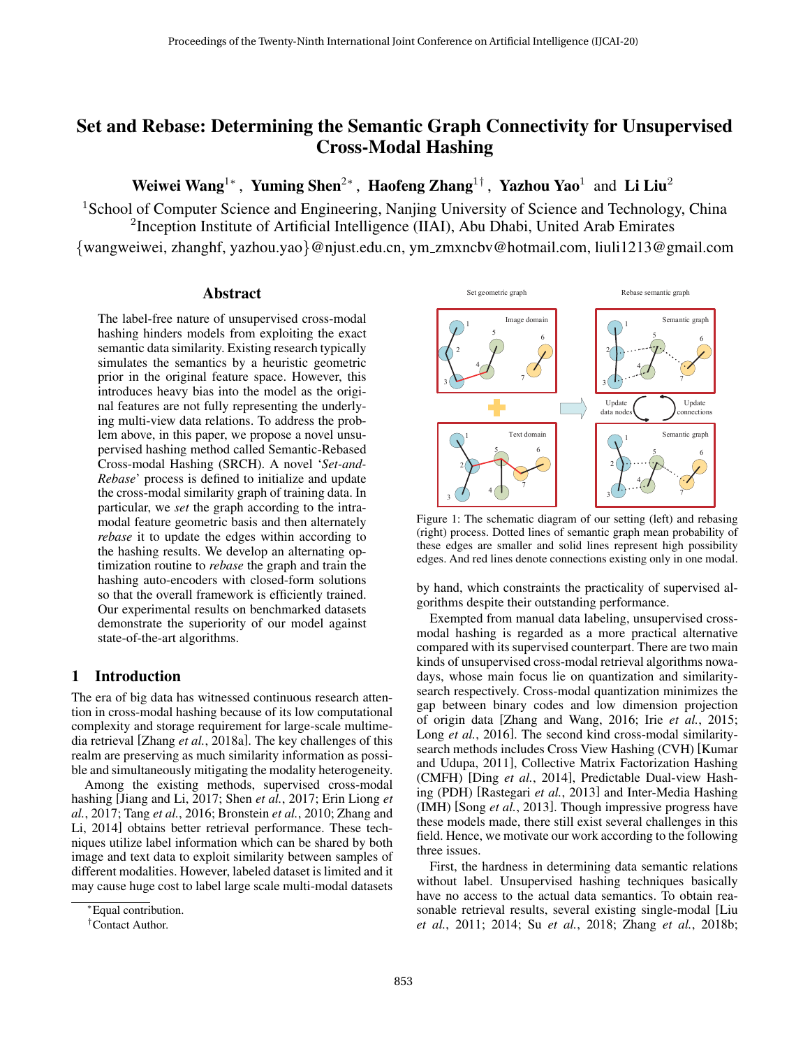# Set and Rebase: Determining the Semantic Graph Connectivity for Unsupervised Cross-Modal Hashing

**Weiwei Wang**[1*], **Yuming Shen**[2*], **Haofeng Zhang**[1†], **Yazhou Yao**[1] and **Li Liu**[2]

[1]School of Computer Science and Engineering, Nanjing University of Science and Technology, China
[2]Inception Institute of Artificial Intelligence (IIAI), Abu Dhabi, United Arab Emirates
{wangweiwei, zhanghf, yazhou.yao}@njust.edu.cn, ym_zmxncbv@hotmail.com, liuli1213@gmail.com

## Abstract

The label-free nature of unsupervised cross-modal hashing hinders models from exploiting the exact semantic data similarity. Existing research typically simulates the semantics by a heuristic geometric prior in the original feature space. However, this introduces heavy bias into the model as the original features are not fully representing the underlying multi-view data relations. To address the problem above, in this paper, we propose a novel unsupervised hashing method called Semantic-Rebased Cross-modal Hashing (SRCH). A novel '*Set-and-Rebase*' process is defined to initialize and update the cross-modal similarity graph of training data. In particular, we *set* the graph according to the intra-modal feature geometric basis and then alternately *rebase* it to update the edges within according to the hashing results. We develop an alternating optimization routine to *rebase* the graph and train the hashing auto-encoders with closed-form solutions so that the overall framework is efficiently trained. Our experimental results on benchmarked datasets demonstrate the superiority of our model against state-of-the-art algorithms.

## 1 Introduction

The era of big data has witnessed continuous research attention in cross-modal hashing because of its low computational complexity and storage requirement for large-scale multimedia retrieval [Zhang *et al.*, 2018a]. The key challenges of this realm are preserving as much similarity information as possible and simultaneously mitigating the modality heterogeneity.

Among the existing methods, supervised cross-modal hashing [Jiang and Li, 2017; Shen *et al.*, 2017; Erin Liong *et al.*, 2017; Tang *et al.*, 2016; Bronstein *et al.*, 2010; Zhang and Li, 2014] obtains better retrieval performance. These techniques utilize label information which can be shared by both image and text data to exploit similarity between samples of different modalities. However, labeled dataset is limited and it may cause huge cost to label large scale multi-modal datasets by hand, which constraints the practicality of supervised algorithms despite their outstanding performance.

Figure 1: The schematic diagram of our setting (left) and rebasing (right) process. Dotted lines of semantic graph mean probability of these edges are smaller and solid lines represent high possibility edges. And red lines denote connections existing only in one modal.

Exempted from manual data labeling, unsupervised cross-modal hashing is regarded as a more practical alternative compared with its supervised counterpart. There are two main kinds of unsupervised cross-modal retrieval algorithms nowadays, whose main focus lie on quantization and similarity-search respectively. Cross-modal quantization minimizes the gap between binary codes and low dimension projection of origin data [Zhang and Wang, 2016; Irie *et al.*, 2015; Long *et al.*, 2016]. The second kind cross-modal similarity-search methods includes Cross View Hashing (CVH) [Kumar and Udupa, 2011], Collective Matrix Factorization Hashing (CMFH) [Ding *et al.*, 2014], Predictable Dual-view Hashing (PDH) [Rastegari *et al.*, 2013] and Inter-Media Hashing (IMH) [Song *et al.*, 2013]. Though impressive progress have these models made, there still exist several challenges in this field. Hence, we motivate our work according to the following three issues.

First, the hardness in determining data semantic relations without label. Unsupervised hashing techniques basically have no access to the actual data semantics. To obtain reasonable retrieval results, several existing single-modal [Liu *et al.*, 2011; 2014; Su *et al.*, 2018; Zhang *et al.*, 2018b;

*Equal contribution.
†Contact Author.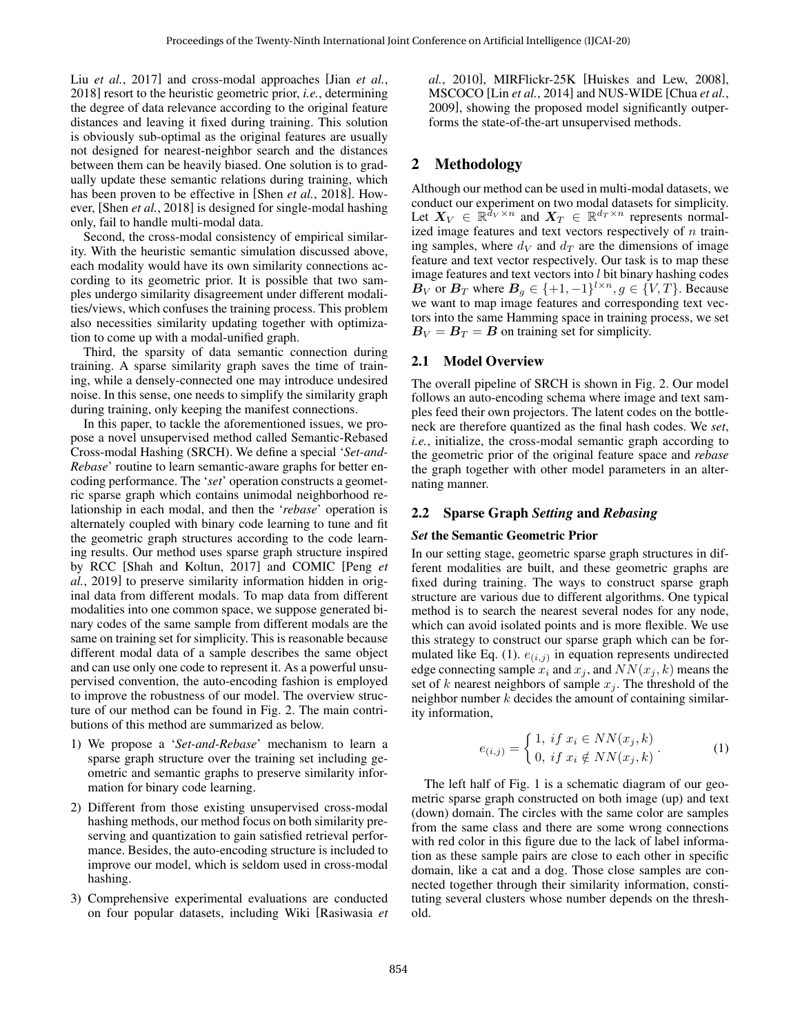Liu *et al.*, 2017] and cross-modal approaches [Jian *et al.*, 2018] resort to the heuristic geometric prior, *i.e.*, determining the degree of data relevance according to the original feature distances and leaving it fixed during training. This solution is obviously sub-optimal as the original features are usually not designed for nearest-neighbor search and the distances between them can be heavily biased. One solution is to gradually update these semantic relations during training, which has been proven to be effective in [Shen *et al.*, 2018]. However, [Shen *et al.*, 2018] is designed for single-modal hashing only, fail to handle multi-modal data.

Second, the cross-modal consistency of empirical similarity. With the heuristic semantic simulation discussed above, each modality would have its own similarity connections according to its geometric prior. It is possible that two samples undergo similarity disagreement under different modalities/views, which confuses the training process. This problem also necessities similarity updating together with optimization to come up with a modal-unified graph.

Third, the sparsity of data semantic connection during training. A sparse similarity graph saves the time of training, while a densely-connected one may introduce undesired noise. In this sense, one needs to simplify the similarity graph during training, only keeping the manifest connections.

In this paper, to tackle the aforementioned issues, we propose a novel unsupervised method called Semantic-Rebased Cross-modal Hashing (SRCH). We define a special '*Set-and-Rebase*' routine to learn semantic-aware graphs for better encoding performance. The '*set*' operation constructs a geometric sparse graph which contains unimodal neighborhood relationship in each modal, and then the '*rebase*' operation is alternately coupled with binary code learning to tune and fit the geometric graph structures according to the code learning results. Our method uses sparse graph structure inspired by RCC [Shah and Koltun, 2017] and COMIC [Peng *et al.*, 2019] to preserve similarity information hidden in original data from different modals. To map data from different modalities into one common space, we suppose generated binary codes of the same sample from different modals are the same on training set for simplicity. This is reasonable because different modal data of a sample describes the same object and can use only one code to represent it. As a powerful unsupervised convention, the auto-encoding fashion is employed to improve the robustness of our model. The overview structure of our method can be found in Fig. 2. The main contributions of this method are summarized as below.

1) We propose a '*Set-and-Rebase*' mechanism to learn a sparse graph structure over the training set including geometric and semantic graphs to preserve similarity information for binary code learning.
2) Different from those existing unsupervised cross-modal hashing methods, our method focus on both similarity preserving and quantization to gain satisfied retrieval performance. Besides, the auto-encoding structure is included to improve our model, which is seldom used in cross-modal hashing.
3) Comprehensive experimental evaluations are conducted on four popular datasets, including Wiki [Rasiwasia *et al.*, 2010], MIRFlickr-25K [Huiskes and Lew, 2008], MSCOCO [Lin *et al.*, 2014] and NUS-WIDE [Chua *et al.*, 2009], showing the proposed model significantly outperforms the state-of-the-art unsupervised methods.

## 2 Methodology

Although our method can be used in multi-modal datasets, we conduct our experiment on two modal datasets for simplicity. Let $\boldsymbol{X}_V \in \mathbb{R}^{d_V \times n}$ and $\boldsymbol{X}_T \in \mathbb{R}^{d_T \times n}$ represents normalized image features and text vectors respectively of $n$ training samples, where $d_V$ and $d_T$ are the dimensions of image feature and text vector respectively. Our task is to map these image features and text vectors into $l$ bit binary hashing codes $\boldsymbol{B}_V$ or $\boldsymbol{B}_T$ where $\boldsymbol{B}_g \in \{+1, -1\}^{l \times n}, g \in \{V, T\}$. Because we want to map image features and corresponding text vectors into the same Hamming space in training process, we set $\boldsymbol{B}_V = \boldsymbol{B}_T = \boldsymbol{B}$ on training set for simplicity.

### 2.1 Model Overview

The overall pipeline of SRCH is shown in Fig. 2. Our model follows an auto-encoding schema where image and text samples feed their own projectors. The latent codes on the bottleneck are therefore quantized as the final hash codes. We *set*, *i.e.*, initialize, the cross-modal semantic graph according to the geometric prior of the original feature space and *rebase* the graph together with other model parameters in an alternating manner.

### 2.2 Sparse Graph *Setting* and *Rebasing*

***Set* the Semantic Geometric Prior**

In our setting stage, geometric sparse graph structures in different modalities are built, and these geometric graphs are fixed during training. The ways to construct sparse graph structure are various due to different algorithms. One typical method is to search the nearest several nodes for any node, which can avoid isolated points and is more flexible. We use this strategy to construct our sparse graph which can be formulated like Eq. (1). $e_{(i,j)}$ in equation represents undirected edge connecting sample $x_i$ and $x_j$, and $NN(x_j, k)$ means the set of $k$ nearest neighbors of sample $x_j$. The threshold of the neighbor number $k$ decides the amount of containing similarity information,

$$e_{(i,j)} = \begin{cases} 1, \ if \ x_i \in NN(x_j, k) \\ 0, \ if \ x_i \notin NN(x_j, k) \end{cases}. \tag{1}$$

The left half of Fig. 1 is a schematic diagram of our geometric sparse graph constructed on both image (up) and text (down) domain. The circles with the same color are samples from the same class and there are some wrong connections with red color in this figure due to the lack of label information as these sample pairs are close to each other in specific domain, like a cat and a dog. Those close samples are connected together through their similarity information, constituting several clusters whose number depends on the threshold.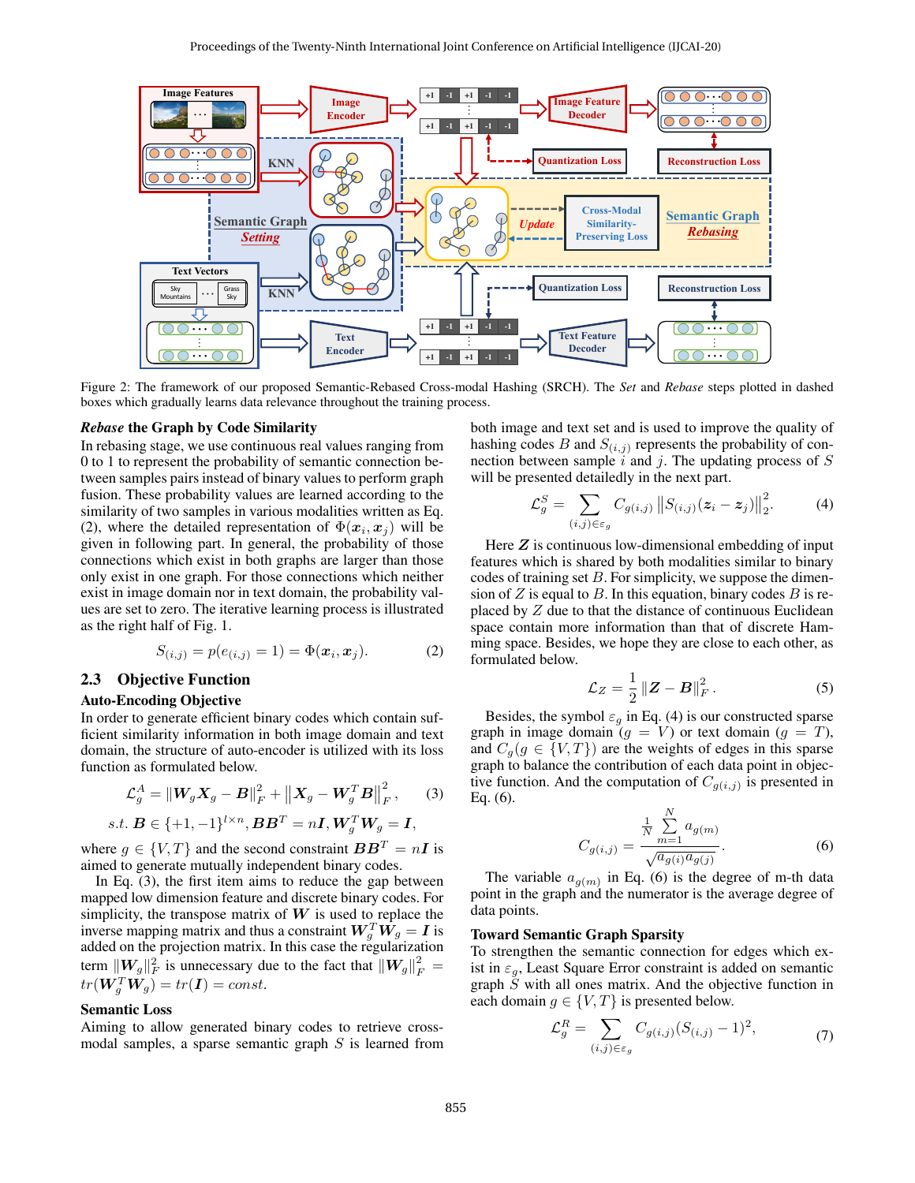Figure 2: The framework of our proposed Semantic-Rebased Cross-modal Hashing (SRCH). The *Set* and *Rebase* steps plotted in dashed boxes which gradually learns data relevance throughout the training process.

### *Rebase* the Graph by Code Similarity

In rebasing stage, we use continuous real values ranging from 0 to 1 to represent the probability of semantic connection between samples pairs instead of binary values to perform graph fusion. These probability values are learned according to the similarity of two samples in various modalities written as Eq. (2), where the detailed representation of $\Phi(\boldsymbol{x}_i, \boldsymbol{x}_j)$ will be given in following part. In general, the probability of those connections which exist in both graphs are larger than those only exist in one graph. For those connections which neither exist in image domain nor in text domain, the probability values are set to zero. The iterative learning process is illustrated as the right half of Fig. 1.

$$S_{(i,j)} = p(e_{(i,j)} = 1) = \Phi(\boldsymbol{x}_i, \boldsymbol{x}_j). \tag{2}$$

## 2.3 Objective Function

### Auto-Encoding Objective

In order to generate efficient binary codes which contain sufficient similarity information in both image domain and text domain, the structure of auto-encoder is utilized with its loss function as formulated below.

$$\mathcal{L}_g^A = \|\boldsymbol{W}_g \boldsymbol{X}_g - \boldsymbol{B}\|_F^2 + \left\|\boldsymbol{X}_g - \boldsymbol{W}_g^T \boldsymbol{B}\right\|_F^2, \tag{3}$$

$$s.t.\ \boldsymbol{B} \in \{+1, -1\}^{l \times n}, \boldsymbol{B}\boldsymbol{B}^T = n\boldsymbol{I}, \boldsymbol{W}_g^T \boldsymbol{W}_g = \boldsymbol{I},$$

where $g \in \{V, T\}$ and the second constraint $\boldsymbol{B}\boldsymbol{B}^T = n\boldsymbol{I}$ is aimed to generate mutually independent binary codes.

In Eq. (3), the first item aims to reduce the gap between mapped low dimension feature and discrete binary codes. For simplicity, the transpose matrix of $\boldsymbol{W}$ is used to replace the inverse mapping matrix and thus a constraint $\boldsymbol{W}_g^T \boldsymbol{W}_g = \boldsymbol{I}$ is added on the projection matrix. In this case the regularization term $\|\boldsymbol{W}_g\|_F^2$ is unnecessary due to the fact that $\|\boldsymbol{W}_g\|_F^2 = tr(\boldsymbol{W}_g^T \boldsymbol{W}_g) = tr(\boldsymbol{I}) = const.$

### Semantic Loss

Aiming to allow generated binary codes to retrieve cross-modal samples, a sparse semantic graph $S$ is learned from both image and text set and is used to improve the quality of hashing codes $B$ and $S_{(i,j)}$ represents the probability of connection between sample $i$ and $j$. The updating process of $S$ will be presented detailedly in the next part.

$$\mathcal{L}_g^S = \sum_{(i,j) \in \varepsilon_g} C_{g(i,j)} \left\|S_{(i,j)}(\boldsymbol{z}_i - \boldsymbol{z}_j)\right\|_2^2. \tag{4}$$

Here $\boldsymbol{Z}$ is continuous low-dimensional embedding of input features which is shared by both modalities similar to binary codes of training set $B$. For simplicity, we suppose the dimension of $Z$ is equal to $B$. In this equation, binary codes $B$ is replaced by $Z$ due to that the distance of continuous Euclidean space contain more information than that of discrete Hamming space. Besides, we hope they are close to each other, as formulated below.

$$\mathcal{L}_Z = \frac{1}{2} \|\boldsymbol{Z} - \boldsymbol{B}\|_F^2. \tag{5}$$

Besides, the symbol $\varepsilon_g$ in Eq. (4) is our constructed sparse graph in image domain ($g = V$) or text domain ($g = T$), and $C_g(g \in \{V, T\})$ are the weights of edges in this sparse graph to balance the contribution of each data point in objective function. And the computation of $C_{g(i,j)}$ is presented in Eq. (6).

$$C_{g(i,j)} = \frac{\frac{1}{N}\sum\limits_{m=1}^{N} a_{g(m)}}{\sqrt{a_{g(i)} a_{g(j)}}}. \tag{6}$$

The variable $a_{g(m)}$ in Eq. (6) is the degree of m-th data point in the graph and the numerator is the average degree of data points.

### Toward Semantic Graph Sparsity

To strengthen the semantic connection for edges which exist in $\varepsilon_g$, Least Square Error constraint is added on semantic graph $S$ with all ones matrix. And the objective function in each domain $g \in \{V, T\}$ is presented below.

$$\mathcal{L}_g^R = \sum_{(i,j) \in \varepsilon_g} C_{g(i,j)} (S_{(i,j)} - 1)^2, \tag{7}$$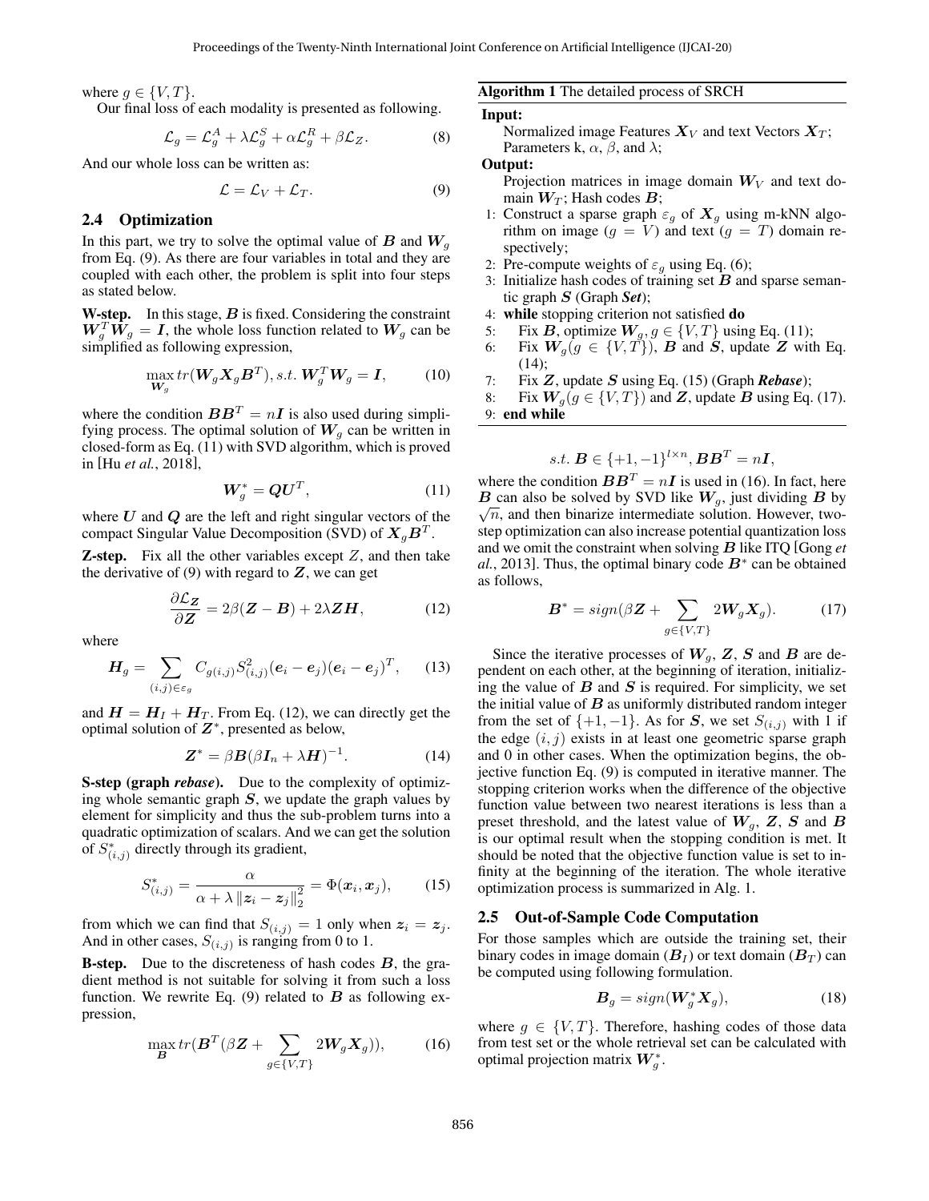where $g \in \{V, T\}$.

Our final loss of each modality is presented as following.

$$\mathcal{L}_g = \mathcal{L}_g^A + \lambda \mathcal{L}_g^S + \alpha \mathcal{L}_g^R + \beta \mathcal{L}_Z. \tag{8}$$

And our whole loss can be written as:

$$\mathcal{L} = \mathcal{L}_V + \mathcal{L}_T. \tag{9}$$

### 2.4 Optimization

In this part, we try to solve the optimal value of $\boldsymbol{B}$ and $\boldsymbol{W}_g$ from Eq. (9). As there are four variables in total and they are coupled with each other, the problem is split into four steps as stated below.

**W-step.** In this stage, $\boldsymbol{B}$ is fixed. Considering the constraint $\boldsymbol{W}_g^T \boldsymbol{W}_g = \boldsymbol{I}$, the whole loss function related to $\boldsymbol{W}_g$ can be simplified as following expression,

$$\max_{\boldsymbol{W}_g} tr(\boldsymbol{W}_g \boldsymbol{X}_g \boldsymbol{B}^T), s.t. \ \boldsymbol{W}_g^T \boldsymbol{W}_g = \boldsymbol{I}, \tag{10}$$

where the condition $\boldsymbol{B}\boldsymbol{B}^T = n\boldsymbol{I}$ is also used during simplifying process. The optimal solution of $\boldsymbol{W}_g$ can be written in closed-form as Eq. (11) with SVD algorithm, which is proved in [Hu *et al.*, 2018],

$$\boldsymbol{W}_g^* = \boldsymbol{Q}\boldsymbol{U}^T, \tag{11}$$

where $\boldsymbol{U}$ and $\boldsymbol{Q}$ are the left and right singular vectors of the compact Singular Value Decomposition (SVD) of $\boldsymbol{X}_g \boldsymbol{B}^T$.

**Z-step.** Fix all the other variables except $Z$, and then take the derivative of (9) with regard to $\boldsymbol{Z}$, we can get

$$\frac{\partial \mathcal{L}_{\boldsymbol{Z}}}{\partial \boldsymbol{Z}} = 2\beta(\boldsymbol{Z} - \boldsymbol{B}) + 2\lambda \boldsymbol{Z}\boldsymbol{H}, \tag{12}$$

where

$$\boldsymbol{H}_g = \sum_{(i,j)\in\varepsilon_g} C_{g(i,j)} S_{(i,j)}^2 (\boldsymbol{e}_i - \boldsymbol{e}_j)(\boldsymbol{e}_i - \boldsymbol{e}_j)^T, \tag{13}$$

and $\boldsymbol{H} = \boldsymbol{H}_I + \boldsymbol{H}_T$. From Eq. (12), we can directly get the optimal solution of $\boldsymbol{Z}^*$, presented as below,

$$\boldsymbol{Z}^* = \beta \boldsymbol{B}(\beta \boldsymbol{I}_n + \lambda \boldsymbol{H})^{-1}. \tag{14}$$

**S-step (graph *rebase*).** Due to the complexity of optimizing whole semantic graph $\boldsymbol{S}$, we update the graph values by element for simplicity and thus the sub-problem turns into a quadratic optimization of scalars. And we can get the solution of $S_{(i,j)}^*$ directly through its gradient,

$$S_{(i,j)}^* = \frac{\alpha}{\alpha + \lambda \left\| \boldsymbol{z}_i - \boldsymbol{z}_j \right\|_2^2} = \Phi(\boldsymbol{x}_i, \boldsymbol{x}_j), \tag{15}$$

from which we can find that $S_{(i,j)} = 1$ only when $\boldsymbol{z}_i = \boldsymbol{z}_j$. And in other cases, $S_{(i,j)}$ is ranging from 0 to 1.

**B-step.** Due to the discreteness of hash codes $\boldsymbol{B}$, the gradient method is not suitable for solving it from such a loss function. We rewrite Eq. (9) related to $\boldsymbol{B}$ as following expression,

$$\max_{\boldsymbol{B}} tr(\boldsymbol{B}^T(\beta \boldsymbol{Z} + \sum_{g\in\{V,T\}} 2\boldsymbol{W}_g \boldsymbol{X}_g)), \tag{16}$$

$$s.t. \ \boldsymbol{B} \in \{+1, -1\}^{l\times n}, \boldsymbol{B}\boldsymbol{B}^T = n\boldsymbol{I},$$

where the condition $\boldsymbol{B}\boldsymbol{B}^T = n\boldsymbol{I}$ is used in (16). In fact, here $\boldsymbol{B}$ can also be solved by SVD like $\boldsymbol{W}_g$, just dividing $\boldsymbol{B}$ by $\sqrt{n}$, and then binarize intermediate solution. However, two-step optimization can also increase potential quantization loss and we omit the constraint when solving $\boldsymbol{B}$ like ITQ [Gong *et al.*, 2013]. Thus, the optimal binary code $\boldsymbol{B}^*$ can be obtained as follows,

$$\boldsymbol{B}^* = sign(\beta \boldsymbol{Z} + \sum_{g\in\{V,T\}} 2\boldsymbol{W}_g \boldsymbol{X}_g). \tag{17}$$

Since the iterative processes of $\boldsymbol{W}_g$, $\boldsymbol{Z}$, $\boldsymbol{S}$ and $\boldsymbol{B}$ are dependent on each other, at the beginning of iteration, initializing the value of $\boldsymbol{B}$ and $\boldsymbol{S}$ is required. For simplicity, we set the initial value of $\boldsymbol{B}$ as uniformly distributed random integer from the set of $\{+1, -1\}$. As for $\boldsymbol{S}$, we set $S_{(i,j)}$ with 1 if the edge $(i, j)$ exists in at least one geometric sparse graph and 0 in other cases. When the optimization begins, the objective function Eq. (9) is computed in iterative manner. The stopping criterion works when the difference of the objective function value between two nearest iterations is less than a preset threshold, and the latest value of $\boldsymbol{W}_g$, $\boldsymbol{Z}$, $\boldsymbol{S}$ and $\boldsymbol{B}$ is our optimal result when the stopping condition is met. It should be noted that the objective function value is set to infinity at the beginning of the iteration. The whole iterative optimization process is summarized in Alg. 1.

**Algorithm 1** The detailed process of SRCH

**Input:**
Normalized image Features $\boldsymbol{X}_V$ and text Vectors $\boldsymbol{X}_T$; Parameters k, $\alpha$, $\beta$, and $\lambda$;

**Output:**
Projection matrices in image domain $\boldsymbol{W}_V$ and text domain $\boldsymbol{W}_T$; Hash codes $\boldsymbol{B}$;

1: Construct a sparse graph $\varepsilon_g$ of $\boldsymbol{X}_g$ using m-kNN algorithm on image ($g = V$) and text ($g = T$) domain respectively;
2: Pre-compute weights of $\varepsilon_g$ using Eq. (6);
3: Initialize hash codes of training set $\boldsymbol{B}$ and sparse semantic graph $\boldsymbol{S}$ (Graph ***Set***);
4: **while** stopping criterion not satisfied **do**
5: Fix $\boldsymbol{B}$, optimize $\boldsymbol{W}_g, g \in \{V, T\}$ using Eq. (11);
6: Fix $\boldsymbol{W}_g (g \in \{V, T\})$, $\boldsymbol{B}$ and $\boldsymbol{S}$, update $\boldsymbol{Z}$ with Eq. (14);
7: Fix $\boldsymbol{Z}$, update $\boldsymbol{S}$ using Eq. (15) (Graph ***Rebase***);
8: Fix $\boldsymbol{W}_g (g \in \{V, T\})$ and $\boldsymbol{Z}$, update $\boldsymbol{B}$ using Eq. (17).
9: **end while**

### 2.5 Out-of-Sample Code Computation

For those samples which are outside the training set, their binary codes in image domain ($\boldsymbol{B}_I$) or text domain ($\boldsymbol{B}_T$) can be computed using following formulation.

$$\boldsymbol{B}_g = sign(\boldsymbol{W}_g^* \boldsymbol{X}_g), \tag{18}$$

where $g \in \{V, T\}$. Therefore, hashing codes of those data from test set or the whole retrieval set can be calculated with optimal projection matrix $\boldsymbol{W}_g^*$.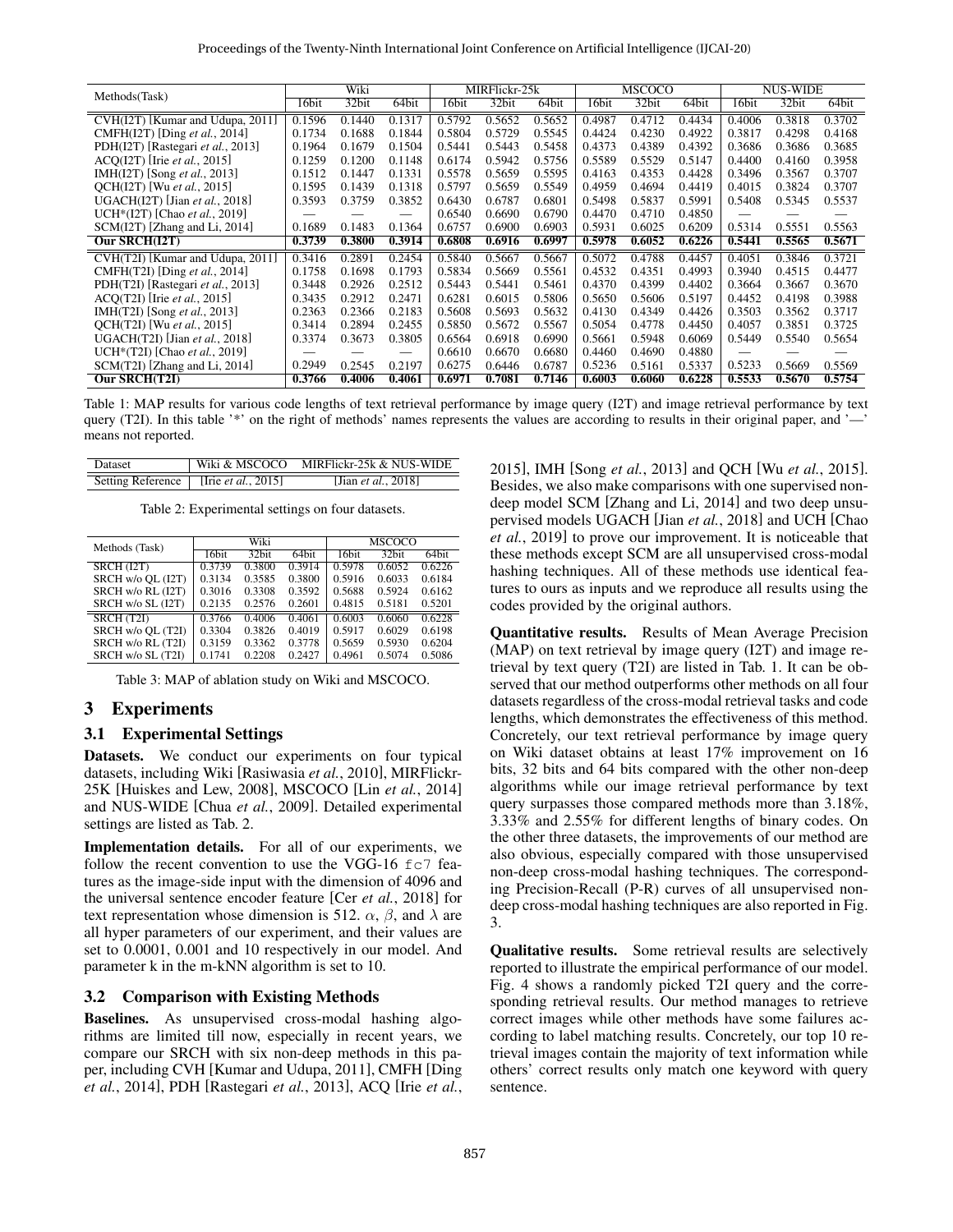| Methods(Task) | Wiki | | | MIRFlickr-25k | | | MSCOCO | | | NUS-WIDE | | |
|---|---|---|---|---|---|---|---|---|---|---|---|---|
| | 16bit | 32bit | 64bit | 16bit | 32bit | 64bit | 16bit | 32bit | 64bit | 16bit | 32bit | 64bit |
| CVH(I2T) [Kumar and Udupa, 2011] | 0.1596 | 0.1440 | 0.1317 | 0.5792 | 0.5652 | 0.5652 | 0.4987 | 0.4712 | 0.4434 | 0.4006 | 0.3818 | 0.3702 |
| CMFH(I2T) [Ding *et al.*, 2014] | 0.1734 | 0.1688 | 0.1844 | 0.5804 | 0.5729 | 0.5545 | 0.4424 | 0.4230 | 0.4922 | 0.3817 | 0.4298 | 0.4168 |
| PDH(I2T) [Rastegari *et al.*, 2013] | 0.1964 | 0.1679 | 0.1504 | 0.5441 | 0.5443 | 0.5458 | 0.4373 | 0.4389 | 0.4392 | 0.3686 | 0.3686 | 0.3685 |
| ACQ(I2T) [Irie *et al.*, 2015] | 0.1259 | 0.1200 | 0.1148 | 0.6174 | 0.5942 | 0.5756 | 0.5589 | 0.5529 | 0.5147 | 0.4400 | 0.4160 | 0.3958 |
| IMH(I2T) [Song *et al.*, 2013] | 0.1512 | 0.1447 | 0.1331 | 0.5578 | 0.5659 | 0.5595 | 0.4163 | 0.4353 | 0.4428 | 0.3496 | 0.3567 | 0.3707 |
| QCH(I2T) [Wu *et al.*, 2015] | 0.1595 | 0.1439 | 0.1318 | 0.5797 | 0.5659 | 0.5549 | 0.4959 | 0.4694 | 0.4419 | 0.4015 | 0.3824 | 0.3707 |
| UGACH(I2T) [Jian *et al.*, 2018] | 0.3593 | 0.3759 | 0.3852 | 0.6430 | 0.6787 | 0.6801 | 0.5498 | 0.5837 | 0.5991 | 0.5408 | 0.5345 | 0.5537 |
| UCH*(I2T) [Chao *et al.*, 2019] | — | — | — | 0.6540 | 0.6690 | 0.6790 | 0.4470 | 0.4710 | 0.4850 | — | — | — |
| SCM(I2T) [Zhang and Li, 2014] | 0.1689 | 0.1483 | 0.1364 | 0.6757 | 0.6900 | 0.6903 | 0.5931 | 0.6025 | 0.6209 | 0.5314 | 0.5551 | 0.5563 |
| **Our SRCH(I2T)** | **0.3739** | **0.3800** | **0.3914** | **0.6808** | **0.6916** | **0.6997** | **0.5978** | **0.6052** | **0.6226** | **0.5441** | **0.5565** | **0.5671** |
| CVH(T2I) [Kumar and Udupa, 2011] | 0.3416 | 0.2891 | 0.2454 | 0.5840 | 0.5667 | 0.5667 | 0.5072 | 0.4788 | 0.4457 | 0.4051 | 0.3846 | 0.3721 |
| CMFH(T2I) [Ding *et al.*, 2014] | 0.1758 | 0.1698 | 0.1793 | 0.5834 | 0.5669 | 0.5561 | 0.4532 | 0.4351 | 0.4993 | 0.3940 | 0.4515 | 0.4477 |
| PDH(T2I) [Rastegari *et al.*, 2013] | 0.3448 | 0.2926 | 0.2512 | 0.5443 | 0.5441 | 0.5461 | 0.4370 | 0.4399 | 0.4402 | 0.3664 | 0.3667 | 0.3670 |
| ACQ(T2I) [Irie *et al.*, 2015] | 0.3435 | 0.2912 | 0.2471 | 0.6281 | 0.6015 | 0.5806 | 0.5650 | 0.5606 | 0.5197 | 0.4452 | 0.4198 | 0.3988 |
| IMH(T2I) [Song *et al.*, 2013] | 0.2363 | 0.2366 | 0.2183 | 0.5608 | 0.5693 | 0.5632 | 0.4130 | 0.4349 | 0.4426 | 0.3503 | 0.3562 | 0.3717 |
| QCH(T2I) [Wu *et al.*, 2015] | 0.3414 | 0.2894 | 0.2455 | 0.5850 | 0.5672 | 0.5567 | 0.5054 | 0.4778 | 0.4450 | 0.4057 | 0.3851 | 0.3725 |
| UGACH(T2I) [Jian *et al.*, 2018] | 0.3374 | 0.3673 | 0.3805 | 0.6564 | 0.6918 | 0.6990 | 0.5661 | 0.5948 | 0.6069 | 0.5449 | 0.5540 | 0.5654 |
| UCH*(T2I) [Chao *et al.*, 2019] | — | — | — | 0.6610 | 0.6670 | 0.6680 | 0.4460 | 0.4690 | 0.4880 | — | — | — |
| SCM(T2I) [Zhang and Li, 2014] | 0.2949 | 0.2545 | 0.2197 | 0.6275 | 0.6446 | 0.6787 | 0.5236 | 0.5161 | 0.5337 | 0.5233 | 0.5669 | 0.5569 |
| **Our SRCH(T2I)** | **0.3766** | **0.4006** | **0.4061** | **0.6971** | **0.7081** | **0.7146** | **0.6003** | **0.6060** | **0.6228** | **0.5533** | **0.5670** | **0.5754** |

Table 1: MAP results for various code lengths of text retrieval performance by image query (I2T) and image retrieval performance by text query (T2I). In this table '*' on the right of methods' names represents the values are according to results in their original paper, and '—' means not reported.

| Dataset | Wiki & MSCOCO | MIRFlickr-25k & NUS-WIDE |
|---|---|---|
| Setting Reference | [Irie *et al.*, 2015] | [Jian *et al.*, 2018] |

Table 2: Experimental settings on four datasets.

| Methods (Task) | Wiki | | | MSCOCO | | |
|---|---|---|---|---|---|---|
| | 16bit | 32bit | 64bit | 16bit | 32bit | 64bit |
| SRCH (I2T) | 0.3739 | 0.3800 | 0.3914 | 0.5978 | 0.6052 | 0.6226 |
| SRCH w/o QL (I2T) | 0.3134 | 0.3585 | 0.3800 | 0.5916 | 0.6033 | 0.6184 |
| SRCH w/o RL (I2T) | 0.3016 | 0.3308 | 0.3592 | 0.5688 | 0.5924 | 0.6162 |
| SRCH w/o SL (I2T) | 0.2135 | 0.2576 | 0.2601 | 0.4815 | 0.5181 | 0.5201 |
| SRCH (T2I) | 0.3766 | 0.4006 | 0.4061 | 0.6003 | 0.6060 | 0.6228 |
| SRCH w/o QL (T2I) | 0.3304 | 0.3826 | 0.4019 | 0.5917 | 0.6029 | 0.6198 |
| SRCH w/o RL (T2I) | 0.3159 | 0.3362 | 0.3778 | 0.5659 | 0.5930 | 0.6204 |
| SRCH w/o SL (T2I) | 0.1741 | 0.2208 | 0.2427 | 0.4961 | 0.5074 | 0.5086 |

Table 3: MAP of ablation study on Wiki and MSCOCO.

## 3 Experiments

### 3.1 Experimental Settings

**Datasets.** We conduct our experiments on four typical datasets, including Wiki [Rasiwasia *et al.*, 2010], MIRFlickr-25K [Huiskes and Lew, 2008], MSCOCO [Lin *et al.*, 2014] and NUS-WIDE [Chua *et al.*, 2009]. Detailed experimental settings are listed as Tab. 2.

**Implementation details.** For all of our experiments, we follow the recent convention to use the VGG-16 `fc7` features as the image-side input with the dimension of 4096 and the universal sentence encoder feature [Cer *et al.*, 2018] for text representation whose dimension is 512. $\alpha$, $\beta$, and $\lambda$ are all hyper parameters of our experiment, and their values are set to 0.0001, 0.001 and 10 respectively in our model. And parameter k in the m-kNN algorithm is set to 10.

### 3.2 Comparison with Existing Methods

**Baselines.** As unsupervised cross-modal hashing algorithms are limited till now, especially in recent years, we compare our SRCH with six non-deep methods in this paper, including CVH [Kumar and Udupa, 2011], CMFH [Ding *et al.*, 2014], PDH [Rastegari *et al.*, 2013], ACQ [Irie *et al.*, 2015], IMH [Song *et al.*, 2013] and QCH [Wu *et al.*, 2015]. Besides, we also make comparisons with one supervised non-deep model SCM [Zhang and Li, 2014] and two deep unsupervised models UGACH [Jian *et al.*, 2018] and UCH [Chao *et al.*, 2019] to prove our improvement. It is noticeable that these methods except SCM are all unsupervised cross-modal hashing techniques. All of these methods use identical features to ours as inputs and we reproduce all results using the codes provided by the original authors.

**Quantitative results.** Results of Mean Average Precision (MAP) on text retrieval by image query (I2T) and image retrieval by text query (T2I) are listed in Tab. 1. It can be observed that our method outperforms other methods on all four datasets regardless of the cross-modal retrieval tasks and code lengths, which demonstrates the effectiveness of this method. Concretely, our text retrieval performance by image query on Wiki dataset obtains at least 17% improvement on 16 bits, 32 bits and 64 bits compared with the other non-deep algorithms while our image retrieval performance by text query surpasses those compared methods more than 3.18%, 3.33% and 2.55% for different lengths of binary codes. On the other three datasets, the improvements of our method are also obvious, especially compared with those unsupervised non-deep cross-modal hashing techniques. The corresponding Precision-Recall (P-R) curves of all unsupervised non-deep cross-modal hashing techniques are also reported in Fig. 3.

**Qualitative results.** Some retrieval results are selectively reported to illustrate the empirical performance of our model. Fig. 4 shows a randomly picked T2I query and the corresponding retrieval results. Our method manages to retrieve correct images while other methods have some failures according to label matching results. Concretely, our top 10 retrieval images contain the majority of text information while others' correct results only match one keyword with query sentence.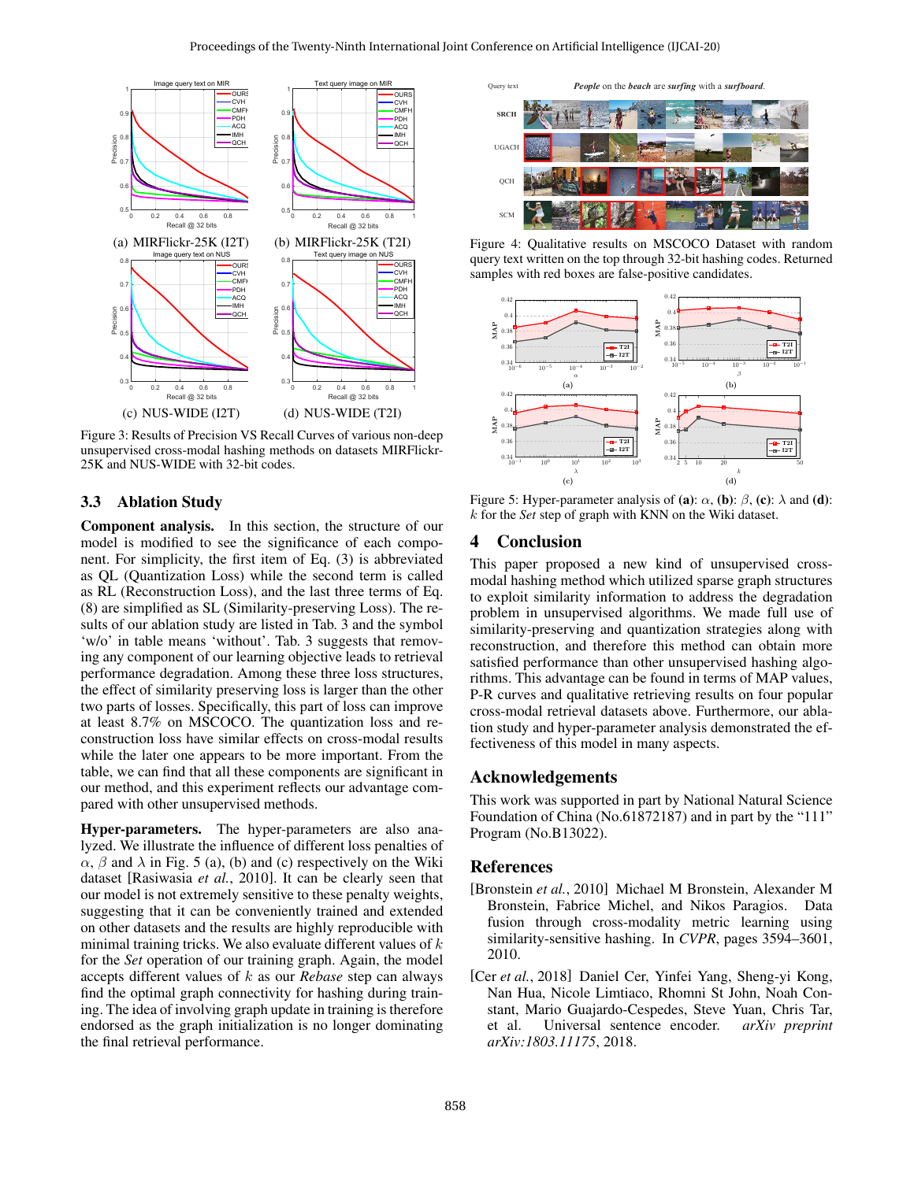Figure 3: Results of Precision VS Recall Curves of various non-deep unsupervised cross-modal hashing methods on datasets MIRFlickr-25K and NUS-WIDE with 32-bit codes.

Figure 4: Qualitative results on MSCOCO Dataset with random query text written on the top through 32-bit hashing codes. Returned samples with red boxes are false-positive candidates.

Figure 5: Hyper-parameter analysis of **(a)**: $\alpha$, **(b)**: $\beta$, **(c)**: $\lambda$ and **(d)**: $k$ for the *Set* step of graph with KNN on the Wiki dataset.

### 3.3 Ablation Study

**Component analysis.** In this section, the structure of our model is modified to see the significance of each component. For simplicity, the first item of Eq. (3) is abbreviated as QL (Quantization Loss) while the second term is called as RL (Reconstruction Loss), and the last three terms of Eq. (8) are simplified as SL (Similarity-preserving Loss). The results of our ablation study are listed in Tab. 3 and the symbol 'w/o' in table means 'without'. Tab. 3 suggests that removing any component of our learning objective leads to retrieval performance degradation. Among these three loss structures, the effect of similarity preserving loss is larger than the other two parts of losses. Specifically, this part of loss can improve at least 8.7% on MSCOCO. The quantization loss and reconstruction loss have similar effects on cross-modal results while the later one appears to be more important. From the table, we can find that all these components are significant in our method, and this experiment reflects our advantage compared with other unsupervised methods.

**Hyper-parameters.** The hyper-parameters are also analyzed. We illustrate the influence of different loss penalties of $\alpha$, $\beta$ and $\lambda$ in Fig. 5 (a), (b) and (c) respectively on the Wiki dataset [Rasiwasia *et al.*, 2010]. It can be clearly seen that our model is not extremely sensitive to these penalty weights, suggesting that it can be conveniently trained and extended on other datasets and the results are highly reproducible with minimal training tricks. We also evaluate different values of $k$ for the *Set* operation of our training graph. Again, the model accepts different values of $k$ as our *Rebase* step can always find the optimal graph connectivity for hashing during training. The idea of involving graph update in training is therefore endorsed as the graph initialization is no longer dominating the final retrieval performance.

## 4 Conclusion

This paper proposed a new kind of unsupervised cross-modal hashing method which utilized sparse graph structures to exploit similarity information to address the degradation problem in unsupervised algorithms. We made full use of similarity-preserving and quantization strategies along with reconstruction, and therefore this method can obtain more satisfied performance than other unsupervised hashing algorithms. This advantage can be found in terms of MAP values, P-R curves and qualitative retrieving results on four popular cross-modal retrieval datasets above. Furthermore, our ablation study and hyper-parameter analysis demonstrated the effectiveness of this model in many aspects.

## Acknowledgements

This work was supported in part by National Natural Science Foundation of China (No.61872187) and in part by the "111" Program (No.B13022).

## References

[Bronstein *et al.*, 2010] Michael M Bronstein, Alexander M Bronstein, Fabrice Michel, and Nikos Paragios. Data fusion through cross-modality metric learning using similarity-sensitive hashing. In *CVPR*, pages 3594–3601, 2010.

[Cer *et al.*, 2018] Daniel Cer, Yinfei Yang, Sheng-yi Kong, Nan Hua, Nicole Limtiaco, Rhomni St John, Noah Constant, Mario Guajardo-Cespedes, Steve Yuan, Chris Tar, et al. Universal sentence encoder. *arXiv preprint arXiv:1803.11175*, 2018.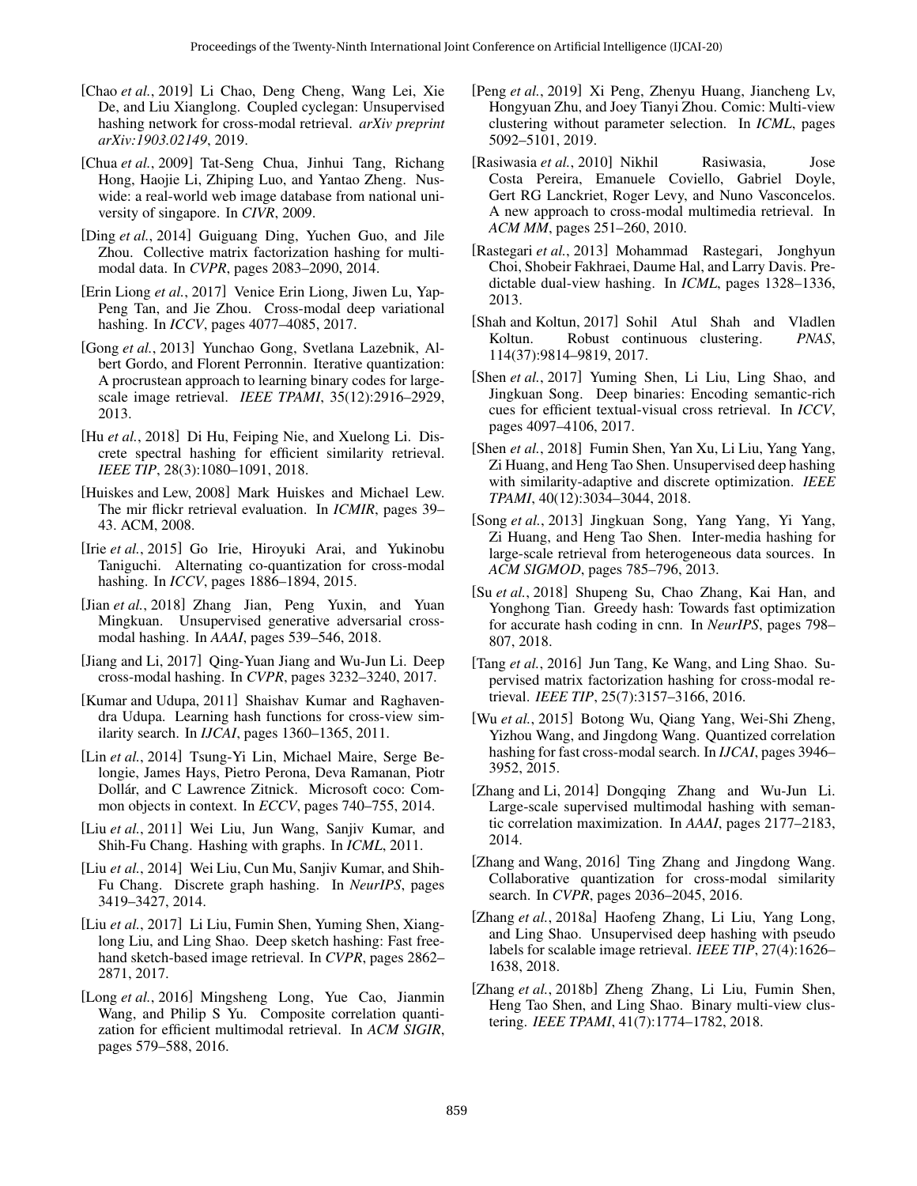[Chao *et al.*, 2019] Li Chao, Deng Cheng, Wang Lei, Xie De, and Liu Xianglong. Coupled cyclegan: Unsupervised hashing network for cross-modal retrieval. *arXiv preprint arXiv:1903.02149*, 2019.

[Chua *et al.*, 2009] Tat-Seng Chua, Jinhui Tang, Richang Hong, Haojie Li, Zhiping Luo, and Yantao Zheng. Nus-wide: a real-world web image database from national university of singapore. In *CIVR*, 2009.

[Ding *et al.*, 2014] Guiguang Ding, Yuchen Guo, and Jile Zhou. Collective matrix factorization hashing for multimodal data. In *CVPR*, pages 2083–2090, 2014.

[Erin Liong *et al.*, 2017] Venice Erin Liong, Jiwen Lu, Yap-Peng Tan, and Jie Zhou. Cross-modal deep variational hashing. In *ICCV*, pages 4077–4085, 2017.

[Gong *et al.*, 2013] Yunchao Gong, Svetlana Lazebnik, Albert Gordo, and Florent Perronnin. Iterative quantization: A procrustean approach to learning binary codes for large-scale image retrieval. *IEEE TPAMI*, 35(12):2916–2929, 2013.

[Hu *et al.*, 2018] Di Hu, Feiping Nie, and Xuelong Li. Discrete spectral hashing for efficient similarity retrieval. *IEEE TIP*, 28(3):1080–1091, 2018.

[Huiskes and Lew, 2008] Mark Huiskes and Michael Lew. The mir flickr retrieval evaluation. In *ICMIR*, pages 39–43. ACM, 2008.

[Irie *et al.*, 2015] Go Irie, Hiroyuki Arai, and Yukinobu Taniguchi. Alternating co-quantization for cross-modal hashing. In *ICCV*, pages 1886–1894, 2015.

[Jian *et al.*, 2018] Zhang Jian, Peng Yuxin, and Yuan Mingkuan. Unsupervised generative adversarial cross-modal hashing. In *AAAI*, pages 539–546, 2018.

[Jiang and Li, 2017] Qing-Yuan Jiang and Wu-Jun Li. Deep cross-modal hashing. In *CVPR*, pages 3232–3240, 2017.

[Kumar and Udupa, 2011] Shaishav Kumar and Raghavendra Udupa. Learning hash functions for cross-view similarity search. In *IJCAI*, pages 1360–1365, 2011.

[Lin *et al.*, 2014] Tsung-Yi Lin, Michael Maire, Serge Belongie, James Hays, Pietro Perona, Deva Ramanan, Piotr Dollár, and C Lawrence Zitnick. Microsoft coco: Common objects in context. In *ECCV*, pages 740–755, 2014.

[Liu *et al.*, 2011] Wei Liu, Jun Wang, Sanjiv Kumar, and Shih-Fu Chang. Hashing with graphs. In *ICML*, 2011.

[Liu *et al.*, 2014] Wei Liu, Cun Mu, Sanjiv Kumar, and Shih-Fu Chang. Discrete graph hashing. In *NeurIPS*, pages 3419–3427, 2014.

[Liu *et al.*, 2017] Li Liu, Fumin Shen, Yuming Shen, Xianglong Liu, and Ling Shao. Deep sketch hashing: Fast free-hand sketch-based image retrieval. In *CVPR*, pages 2862–2871, 2017.

[Long *et al.*, 2016] Mingsheng Long, Yue Cao, Jianmin Wang, and Philip S Yu. Composite correlation quantization for efficient multimodal retrieval. In *ACM SIGIR*, pages 579–588, 2016.

[Peng *et al.*, 2019] Xi Peng, Zhenyu Huang, Jiancheng Lv, Hongyuan Zhu, and Joey Tianyi Zhou. Comic: Multi-view clustering without parameter selection. In *ICML*, pages 5092–5101, 2019.

[Rasiwasia *et al.*, 2010] Nikhil Rasiwasia, Jose Costa Pereira, Emanuele Coviello, Gabriel Doyle, Gert RG Lanckriet, Roger Levy, and Nuno Vasconcelos. A new approach to cross-modal multimedia retrieval. In *ACM MM*, pages 251–260, 2010.

[Rastegari *et al.*, 2013] Mohammad Rastegari, Jonghyun Choi, Shobeir Fakhraei, Daume Hal, and Larry Davis. Predictable dual-view hashing. In *ICML*, pages 1328–1336, 2013.

[Shah and Koltun, 2017] Sohil Atul Shah and Vladlen Koltun. Robust continuous clustering. *PNAS*, 114(37):9814–9819, 2017.

[Shen *et al.*, 2017] Yuming Shen, Li Liu, Ling Shao, and Jingkuan Song. Deep binaries: Encoding semantic-rich cues for efficient textual-visual cross retrieval. In *ICCV*, pages 4097–4106, 2017.

[Shen *et al.*, 2018] Fumin Shen, Yan Xu, Li Liu, Yang Yang, Zi Huang, and Heng Tao Shen. Unsupervised deep hashing with similarity-adaptive and discrete optimization. *IEEE TPAMI*, 40(12):3034–3044, 2018.

[Song *et al.*, 2013] Jingkuan Song, Yang Yang, Yi Yang, Zi Huang, and Heng Tao Shen. Inter-media hashing for large-scale retrieval from heterogeneous data sources. In *ACM SIGMOD*, pages 785–796, 2013.

[Su *et al.*, 2018] Shupeng Su, Chao Zhang, Kai Han, and Yonghong Tian. Greedy hash: Towards fast optimization for accurate hash coding in cnn. In *NeurIPS*, pages 798–807, 2018.

[Tang *et al.*, 2016] Jun Tang, Ke Wang, and Ling Shao. Supervised matrix factorization hashing for cross-modal retrieval. *IEEE TIP*, 25(7):3157–3166, 2016.

[Wu *et al.*, 2015] Botong Wu, Qiang Yang, Wei-Shi Zheng, Yizhou Wang, and Jingdong Wang. Quantized correlation hashing for fast cross-modal search. In *IJCAI*, pages 3946–3952, 2015.

[Zhang and Li, 2014] Dongqing Zhang and Wu-Jun Li. Large-scale supervised multimodal hashing with semantic correlation maximization. In *AAAI*, pages 2177–2183, 2014.

[Zhang and Wang, 2016] Ting Zhang and Jingdong Wang. Collaborative quantization for cross-modal similarity search. In *CVPR*, pages 2036–2045, 2016.

[Zhang *et al.*, 2018a] Haofeng Zhang, Li Liu, Yang Long, and Ling Shao. Unsupervised deep hashing with pseudo labels for scalable image retrieval. *IEEE TIP*, 27(4):1626–1638, 2018.

[Zhang *et al.*, 2018b] Zheng Zhang, Li Liu, Fumin Shen, Heng Tao Shen, and Ling Shao. Binary multi-view clustering. *IEEE TPAMI*, 41(7):1774–1782, 2018.